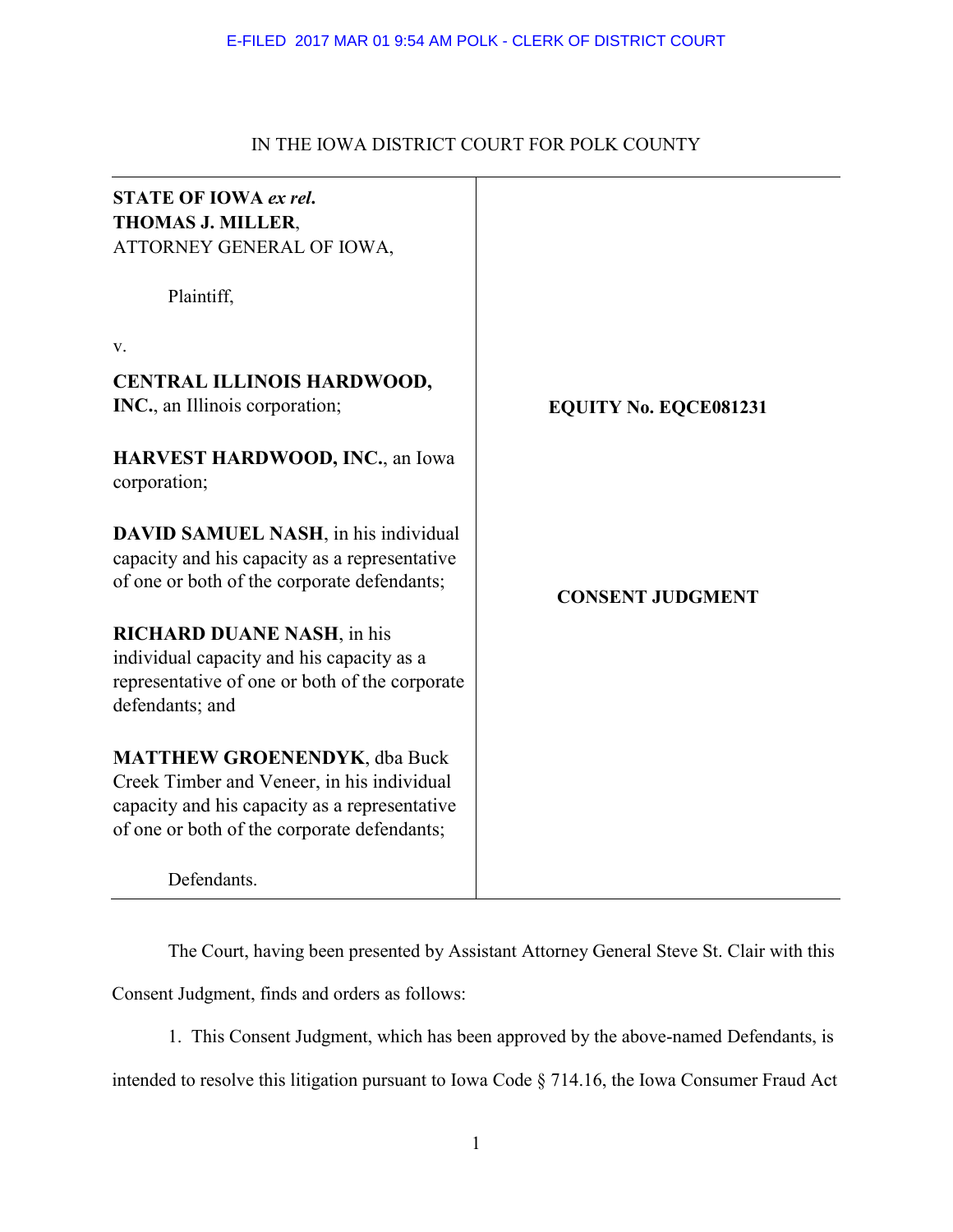E-FILED 2017 MAR 01 9:54 AM POLK - CLERK OF DISTRICT COURT

IN THE IOWA DISTRICT COURT FOR POLK COUNTY

| | |
|---|---|
| **STATE OF IOWA** ***ex rel*****.** **THOMAS J. MILLER**, ATTORNEY GENERAL OF IOWA,<br><br>Plaintiff,<br><br>v.<br><br>**CENTRAL ILLINOIS HARDWOOD, INC.**, an Illinois corporation;<br><br>**HARVEST HARDWOOD, INC.**, an Iowa corporation;<br><br>**DAVID SAMUEL NASH**, in his individual capacity and his capacity as a representative of one or both of the corporate defendants;<br><br>**RICHARD DUANE NASH**, in his individual capacity and his capacity as a representative of one or both of the corporate defendants; and<br><br>**MATTHEW GROENENDYK**, dba Buck Creek Timber and Veneer, in his individual capacity and his capacity as a representative of one or both of the corporate defendants;<br><br>Defendants. | **EQUITY No. EQCE081231**<br><br>**CONSENT JUDGMENT** |

The Court, having been presented by Assistant Attorney General Steve St. Clair with this Consent Judgment, finds and orders as follows:

1. This Consent Judgment, which has been approved by the above-named Defendants, is intended to resolve this litigation pursuant to Iowa Code § 714.16, the Iowa Consumer Fraud Act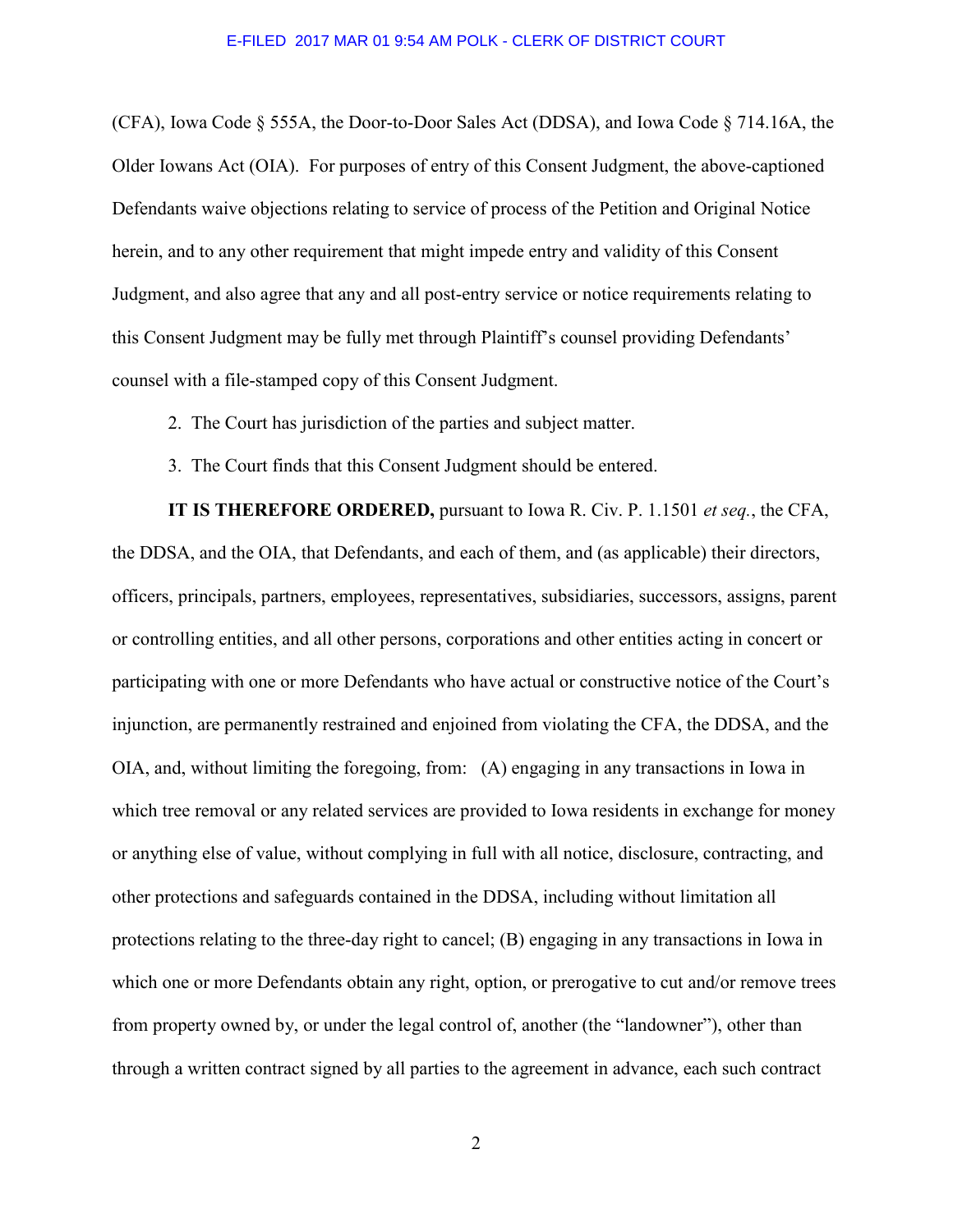(CFA), Iowa Code § 555A, the Door-to-Door Sales Act (DDSA), and Iowa Code § 714.16A, the Older Iowans Act (OIA). For purposes of entry of this Consent Judgment, the above-captioned Defendants waive objections relating to service of process of the Petition and Original Notice herein, and to any other requirement that might impede entry and validity of this Consent Judgment, and also agree that any and all post-entry service or notice requirements relating to this Consent Judgment may be fully met through Plaintiff's counsel providing Defendants' counsel with a file-stamped copy of this Consent Judgment.

2. The Court has jurisdiction of the parties and subject matter.

3. The Court finds that this Consent Judgment should be entered.

**IT IS THEREFORE ORDERED,** pursuant to Iowa R. Civ. P. 1.1501 *et seq.*, the CFA, the DDSA, and the OIA, that Defendants, and each of them, and (as applicable) their directors, officers, principals, partners, employees, representatives, subsidiaries, successors, assigns, parent or controlling entities, and all other persons, corporations and other entities acting in concert or participating with one or more Defendants who have actual or constructive notice of the Court's injunction, are permanently restrained and enjoined from violating the CFA, the DDSA, and the OIA, and, without limiting the foregoing, from: (A) engaging in any transactions in Iowa in which tree removal or any related services are provided to Iowa residents in exchange for money or anything else of value, without complying in full with all notice, disclosure, contracting, and other protections and safeguards contained in the DDSA, including without limitation all protections relating to the three-day right to cancel; (B) engaging in any transactions in Iowa in which one or more Defendants obtain any right, option, or prerogative to cut and/or remove trees from property owned by, or under the legal control of, another (the "landowner"), other than through a written contract signed by all parties to the agreement in advance, each such contract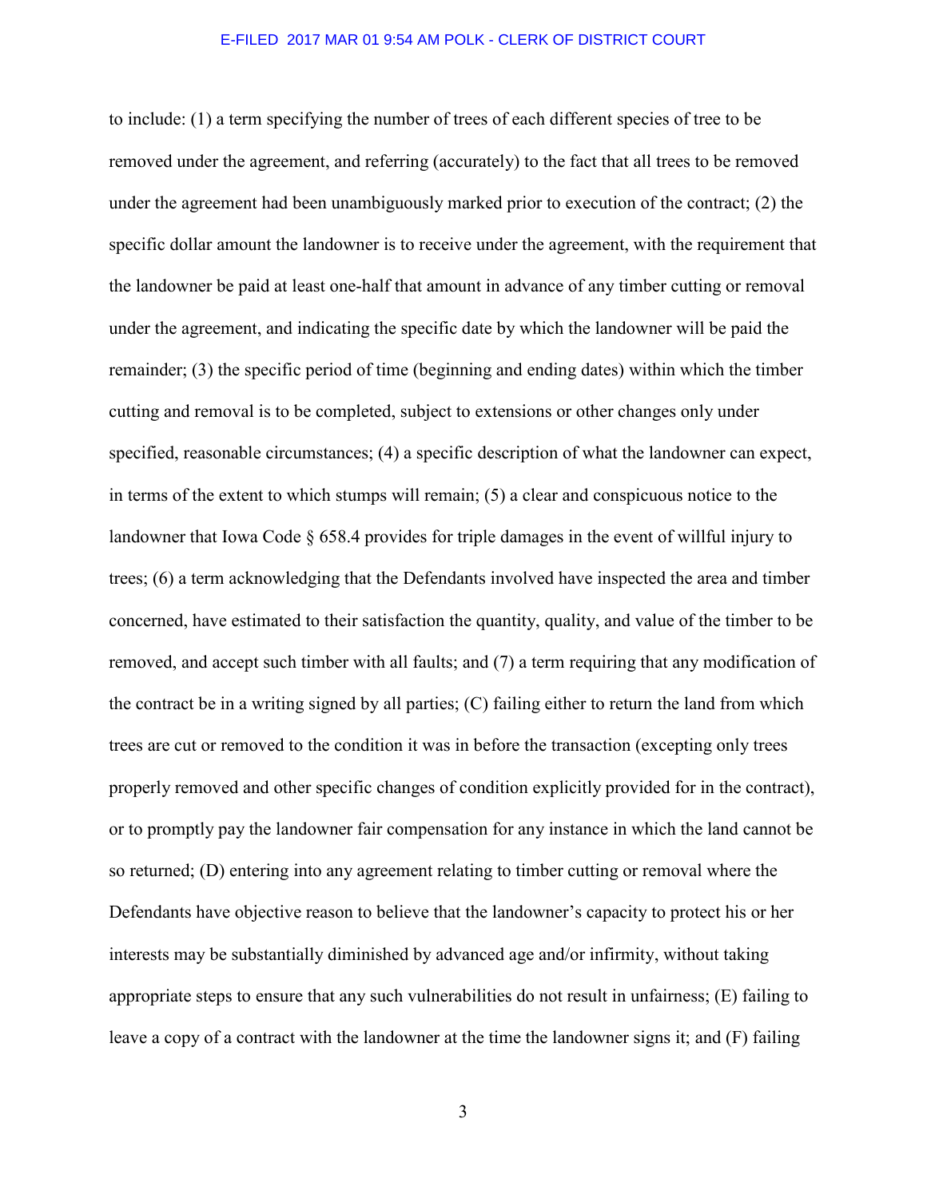to include: (1) a term specifying the number of trees of each different species of tree to be removed under the agreement, and referring (accurately) to the fact that all trees to be removed under the agreement had been unambiguously marked prior to execution of the contract; (2) the specific dollar amount the landowner is to receive under the agreement, with the requirement that the landowner be paid at least one-half that amount in advance of any timber cutting or removal under the agreement, and indicating the specific date by which the landowner will be paid the remainder; (3) the specific period of time (beginning and ending dates) within which the timber cutting and removal is to be completed, subject to extensions or other changes only under specified, reasonable circumstances; (4) a specific description of what the landowner can expect, in terms of the extent to which stumps will remain; (5) a clear and conspicuous notice to the landowner that Iowa Code § 658.4 provides for triple damages in the event of willful injury to trees; (6) a term acknowledging that the Defendants involved have inspected the area and timber concerned, have estimated to their satisfaction the quantity, quality, and value of the timber to be removed, and accept such timber with all faults; and (7) a term requiring that any modification of the contract be in a writing signed by all parties; (C) failing either to return the land from which trees are cut or removed to the condition it was in before the transaction (excepting only trees properly removed and other specific changes of condition explicitly provided for in the contract), or to promptly pay the landowner fair compensation for any instance in which the land cannot be so returned; (D) entering into any agreement relating to timber cutting or removal where the Defendants have objective reason to believe that the landowner's capacity to protect his or her interests may be substantially diminished by advanced age and/or infirmity, without taking appropriate steps to ensure that any such vulnerabilities do not result in unfairness; (E) failing to leave a copy of a contract with the landowner at the time the landowner signs it; and (F) failing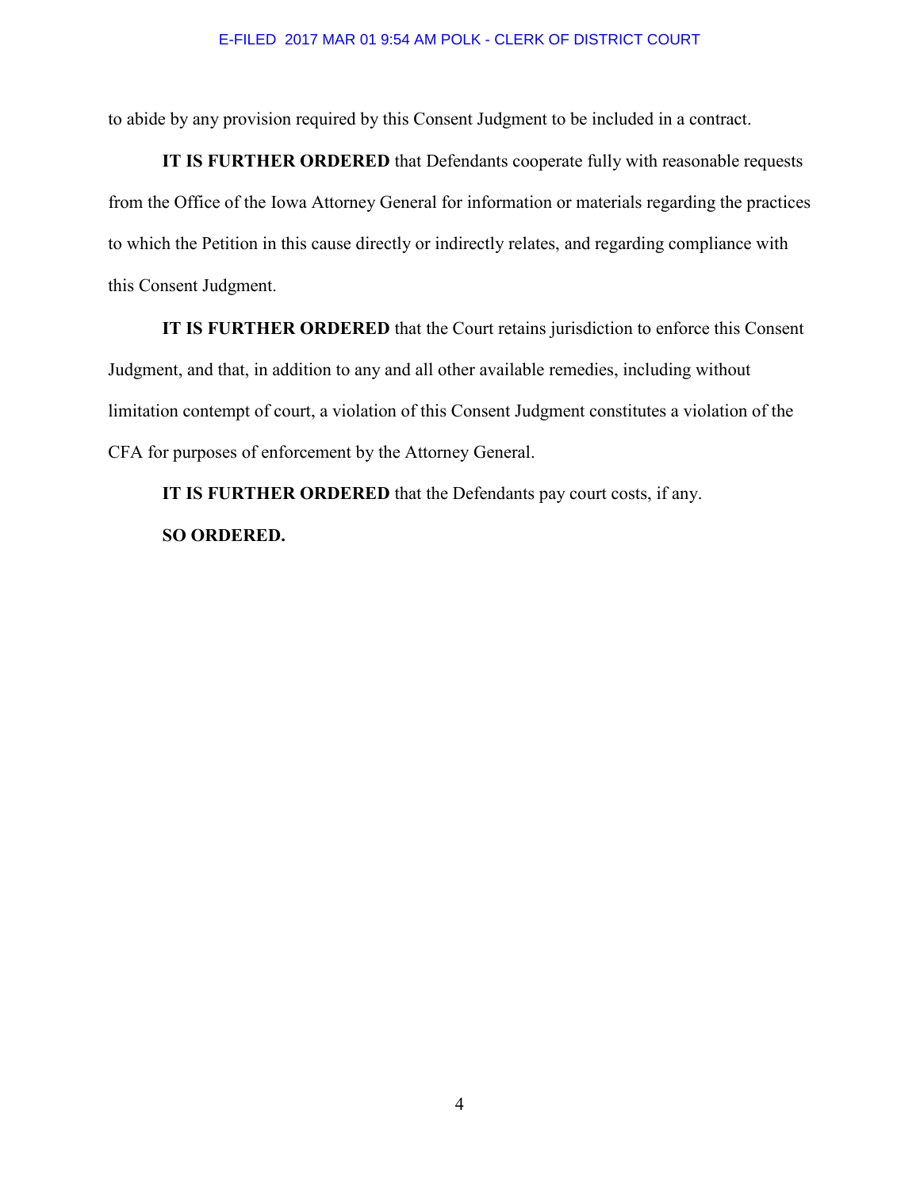to abide by any provision required by this Consent Judgment to be included in a contract.

**IT IS FURTHER ORDERED** that Defendants cooperate fully with reasonable requests from the Office of the Iowa Attorney General for information or materials regarding the practices to which the Petition in this cause directly or indirectly relates, and regarding compliance with this Consent Judgment.

**IT IS FURTHER ORDERED** that the Court retains jurisdiction to enforce this Consent Judgment, and that, in addition to any and all other available remedies, including without limitation contempt of court, a violation of this Consent Judgment constitutes a violation of the CFA for purposes of enforcement by the Attorney General.

**IT IS FURTHER ORDERED** that the Defendants pay court costs, if any.

**SO ORDERED.**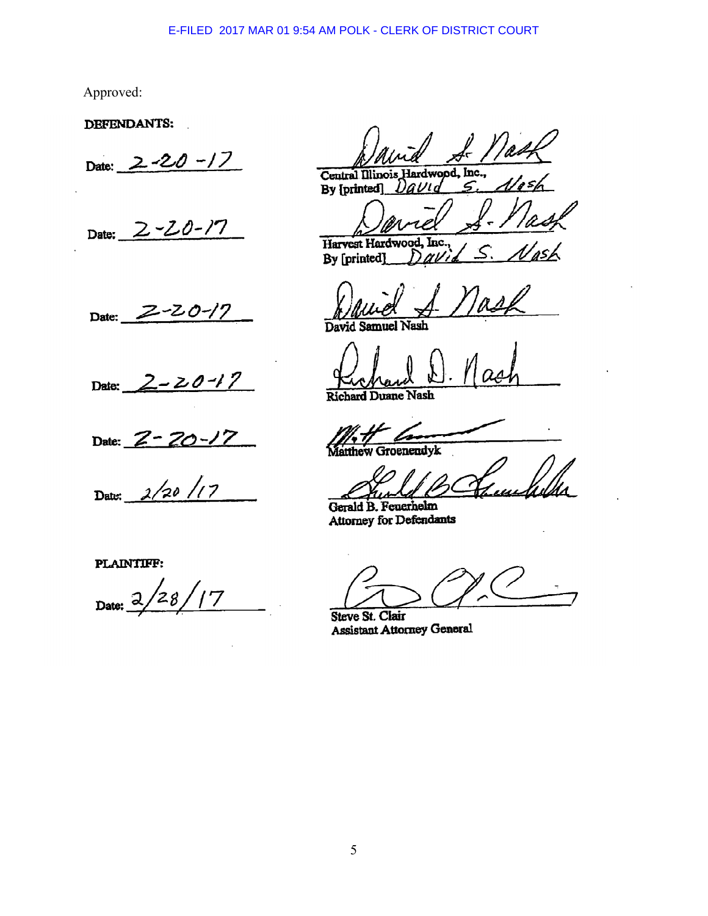Approved:

**DEFENDANTS:**

| | |
|---|---|
| Date: 2-20-17 | Central Illinois Hardwood, Inc., By [printed] David S. Nash |
| Date: 2-20-17 | Harvest Hardwood, Inc., By [printed] David S. Nash |
| Date: 2-20-17 | David Samuel Nash |
| Date: 2-20-17 | Richard Duane Nash |
| Date: 2-20-17 | Matthew Groenendyk |
| Date: 2/20/17 | Gerald B. Feuerhelm<br>Attorney for Defendants |

**PLAINTIFF:**

| | |
|---|---|
| Date: 2/28/17 | Steve St. Clair<br>Assistant Attorney General |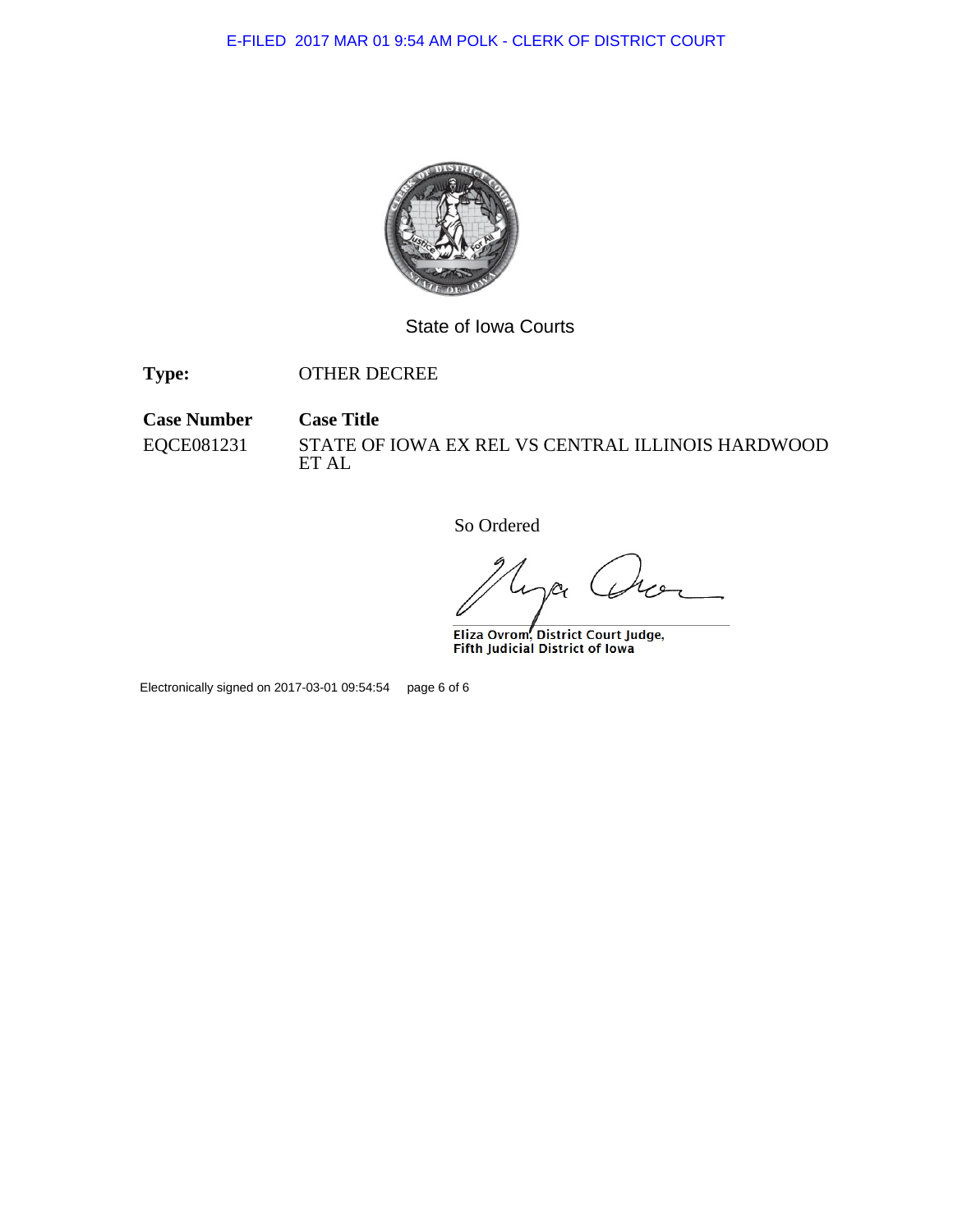State of Iowa Courts

**Type:** OTHER DECREE

| **Case Number** | **Case Title** |
| --- | --- |
| EQCE081231 | STATE OF IOWA EX REL VS CENTRAL ILLINOIS HARDWOOD ET AL |

So Ordered

**Eliza Ovrom, District Court Judge, Fifth Judicial District of Iowa**

Electronically signed on 2017-03-01 09:54:54